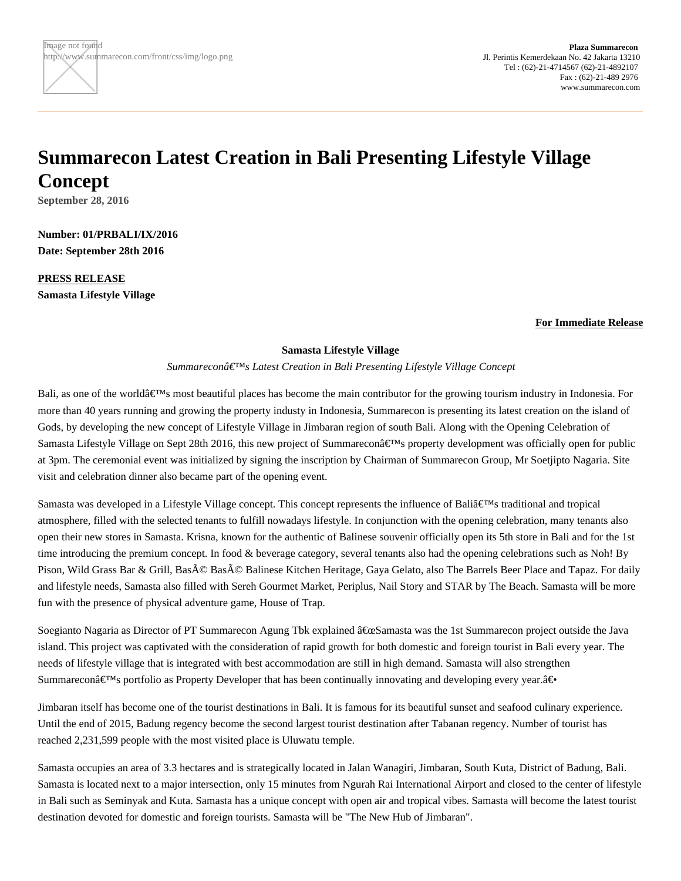Image not found
http://www.summarecon.com/front/css/img/logo.png

**Plaza Summarecon**
Jl. Perintis Kemerdekaan No. 42 Jakarta 13210
Tel : (62)-21-4714567 (62)-21-4892107
Fax : (62)-21-489 2976
www.summarecon.com

# Summarecon Latest Creation in Bali Presenting Lifestyle Village Concept

**September 28, 2016**

**Number: 01/PRBALI/IX/2016**
**Date: September 28th 2016**

**PRESS RELEASE**
**Samasta Lifestyle Village**

**For Immediate Release**

**Samasta Lifestyle Village**

*Summareconâ€™s Latest Creation in Bali Presenting Lifestyle Village Concept*

Bali, as one of the worldâ€™s most beautiful places has become the main contributor for the growing tourism industry in Indonesia. For more than 40 years running and growing the property industy in Indonesia, Summarecon is presenting its latest creation on the island of Gods, by developing the new concept of Lifestyle Village in Jimbaran region of south Bali. Along with the Opening Celebration of Samasta Lifestyle Village on Sept 28th 2016, this new project of Summareconâ€™s property development was officially open for public at 3pm. The ceremonial event was initialized by signing the inscription by Chairman of Summarecon Group, Mr Soetjipto Nagaria. Site visit and celebration dinner also became part of the opening event.

Samasta was developed in a Lifestyle Village concept. This concept represents the influence of Baliâ€™s traditional and tropical atmosphere, filled with the selected tenants to fulfill nowadays lifestyle. In conjunction with the opening celebration, many tenants also open their new stores in Samasta. Krisna, known for the authentic of Balinese souvenir officially open its 5th store in Bali and for the 1st time introducing the premium concept. In food & beverage category, several tenants also had the opening celebrations such as Noh! By Pison, Wild Grass Bar & Grill, BasÃ© BasÃ© Balinese Kitchen Heritage, Gaya Gelato, also The Barrels Beer Place and Tapaz. For daily and lifestyle needs, Samasta also filled with Sereh Gourmet Market, Periplus, Nail Story and STAR by The Beach. Samasta will be more fun with the presence of physical adventure game, House of Trap.

Soegianto Nagaria as Director of PT Summarecon Agung Tbk explained â€œSamasta was the 1st Summarecon project outside the Java island. This project was captivated with the consideration of rapid growth for both domestic and foreign tourist in Bali every year. The needs of lifestyle village that is integrated with best accommodation are still in high demand. Samasta will also strengthen Summareconâ€™s portfolio as Property Developer that has been continually innovating and developing every year.â€•

Jimbaran itself has become one of the tourist destinations in Bali. It is famous for its beautiful sunset and seafood culinary experience. Until the end of 2015, Badung regency become the second largest tourist destination after Tabanan regency. Number of tourist has reached 2,231,599 people with the most visited place is Uluwatu temple.

Samasta occupies an area of 3.3 hectares and is strategically located in Jalan Wanagiri, Jimbaran, South Kuta, District of Badung, Bali. Samasta is located next to a major intersection, only 15 minutes from Ngurah Rai International Airport and closed to the center of lifestyle in Bali such as Seminyak and Kuta. Samasta has a unique concept with open air and tropical vibes. Samasta will become the latest tourist destination devoted for domestic and foreign tourists. Samasta will be "The New Hub of Jimbaran".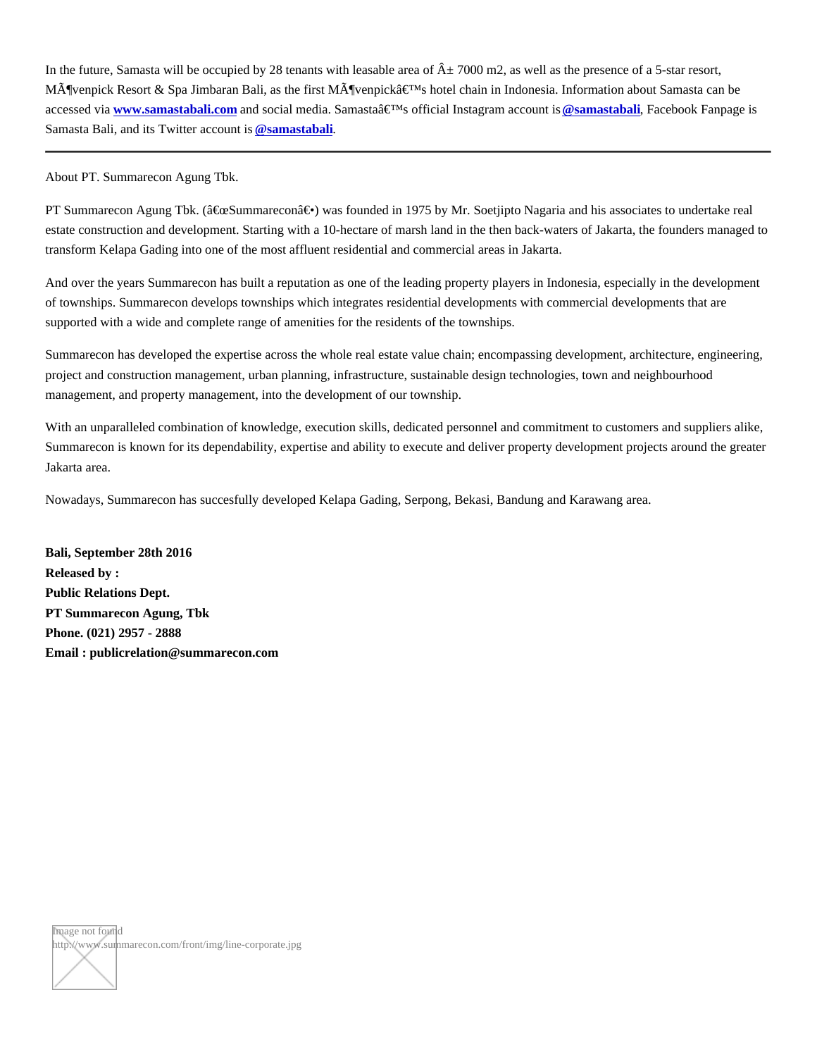In the future, Samasta will be occupied by 28 tenants with leasable area of Â± 7000 m2, as well as the presence of a 5-star resort, MÃ¶venpick Resort & Spa Jimbaran Bali, as the first MÃ¶venpickâ€™s hotel chain in Indonesia. Information about Samasta can be accessed via **www.samastabali.com** and social media. Samastaâ€™s official Instagram account is **@samastabali**, Facebook Fanpage is Samasta Bali, and its Twitter account is **@samastabali**.

---

About PT. Summarecon Agung Tbk.

PT Summarecon Agung Tbk. (â€œSummareconâ€•) was founded in 1975 by Mr. Soetjipto Nagaria and his associates to undertake real estate construction and development. Starting with a 10-hectare of marsh land in the then back-waters of Jakarta, the founders managed to transform Kelapa Gading into one of the most affluent residential and commercial areas in Jakarta.

And over the years Summarecon has built a reputation as one of the leading property players in Indonesia, especially in the development of townships. Summarecon develops townships which integrates residential developments with commercial developments that are supported with a wide and complete range of amenities for the residents of the townships.

Summarecon has developed the expertise across the whole real estate value chain; encompassing development, architecture, engineering, project and construction management, urban planning, infrastructure, sustainable design technologies, town and neighbourhood management, and property management, into the development of our township.

With an unparalleled combination of knowledge, execution skills, dedicated personnel and commitment to customers and suppliers alike, Summarecon is known for its dependability, expertise and ability to execute and deliver property development projects around the greater Jakarta area.

Nowadays, Summarecon has succesfully developed Kelapa Gading, Serpong, Bekasi, Bandung and Karawang area.

**Bali, September 28th 2016**
**Released by :**
**Public Relations Dept.**
**PT Summarecon Agung, Tbk**
**Phone. (021) 2957 - 2888**
**Email : publicrelation@summarecon.com**

Image not found
http://www.summarecon.com/front/img/line-corporate.jpg